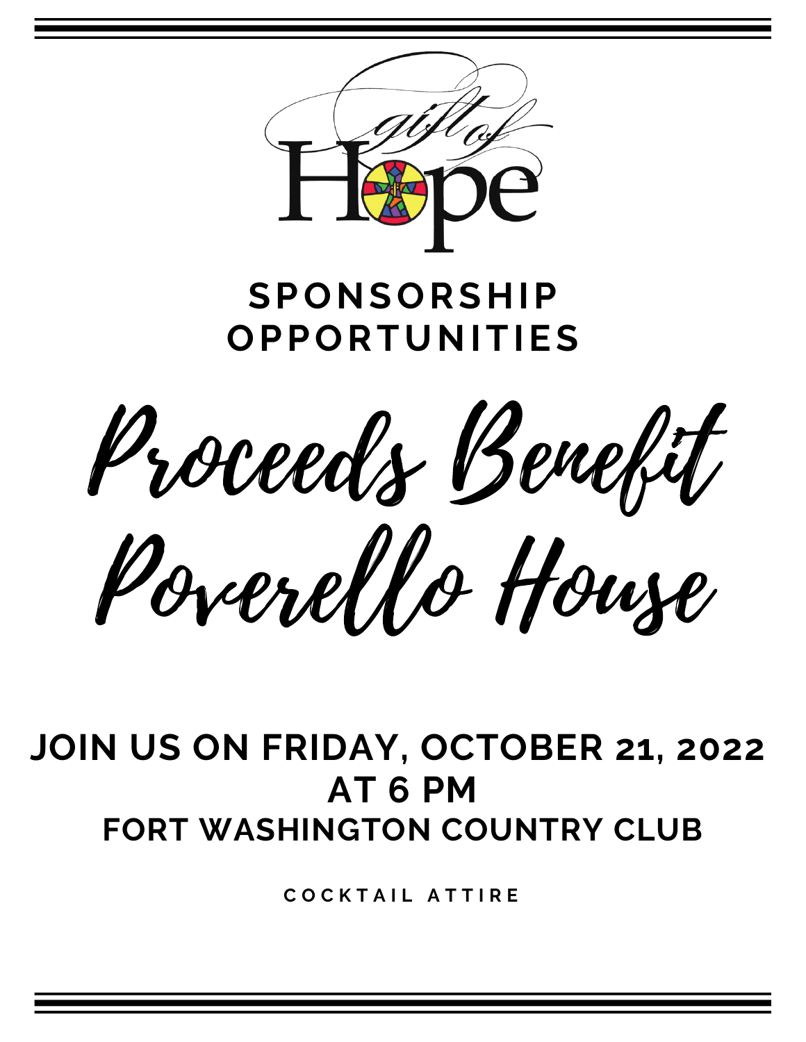# gift of Hope

## SPONSORSHIP OPPORTUNITIES

# Proceeds Benefit Poverello House

## JOIN US ON FRIDAY, OCTOBER 21, 2022 AT 6 PM

## FORT WASHINGTON COUNTRY CLUB

COCKTAIL ATTIRE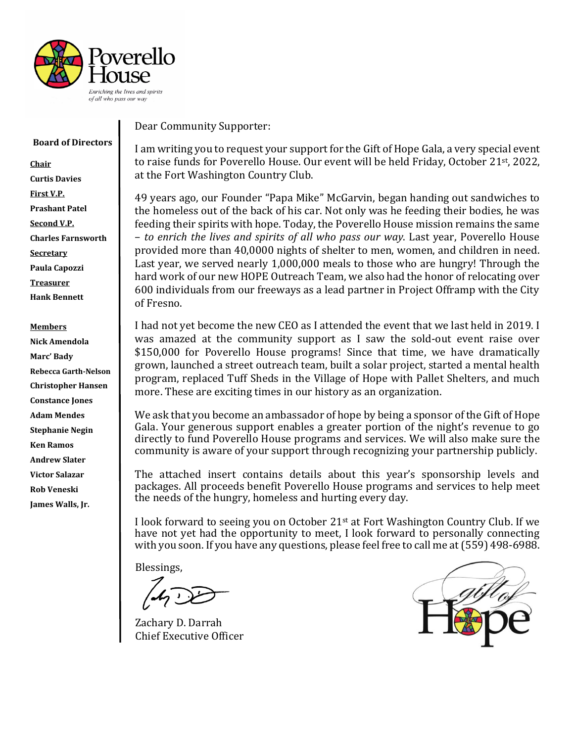Poverello House

*Enriching the lives and spirits of all who pass our way*

**Board of Directors**

**Chair**
**Curtis Davies**
**First V.P.**
**Prashant Patel**
**Second V.P.**
**Charles Farnsworth**
**Secretary**
**Paula Capozzi**
**Treasurer**
**Hank Bennett**

**Members**
**Nick Amendola**
**Marc' Bady**
**Rebecca Garth-Nelson**
**Christopher Hansen**
**Constance Jones**
**Adam Mendes**
**Stephanie Negin**
**Ken Ramos**
**Andrew Slater**
**Victor Salazar**
**Rob Veneski**
**James Walls, Jr.**

Dear Community Supporter:

I am writing you to request your support for the Gift of Hope Gala, a very special event to raise funds for Poverello House. Our event will be held Friday, October 21st, 2022, at the Fort Washington Country Club.

49 years ago, our Founder "Papa Mike" McGarvin, began handing out sandwiches to the homeless out of the back of his car. Not only was he feeding their bodies, he was feeding their spirits with hope. Today, the Poverello House mission remains the same – *to enrich the lives and spirits of all who pass our way*. Last year, Poverello House provided more than 40,0000 nights of shelter to men, women, and children in need. Last year, we served nearly 1,000,000 meals to those who are hungry! Through the hard work of our new HOPE Outreach Team, we also had the honor of relocating over 600 individuals from our freeways as a lead partner in Project Offramp with the City of Fresno.

I had not yet become the new CEO as I attended the event that we last held in 2019. I was amazed at the community support as I saw the sold-out event raise over $150,000 for Poverello House programs! Since that time, we have dramatically grown, launched a street outreach team, built a solar project, started a mental health program, replaced Tuff Sheds in the Village of Hope with Pallet Shelters, and much more. These are exciting times in our history as an organization.

We ask that you become an ambassador of hope by being a sponsor of the Gift of Hope Gala. Your generous support enables a greater portion of the night's revenue to go directly to fund Poverello House programs and services. We will also make sure the community is aware of your support through recognizing your partnership publicly.

The attached insert contains details about this year's sponsorship levels and packages. All proceeds benefit Poverello House programs and services to help meet the needs of the hungry, homeless and hurting every day.

I look forward to seeing you on October 21st at Fort Washington Country Club. If we have not yet had the opportunity to meet, I look forward to personally connecting with you soon. If you have any questions, please feel free to call me at (559) 498-6988.

Blessings,

Zachary D. Darrah
Chief Executive Officer

gift of Hope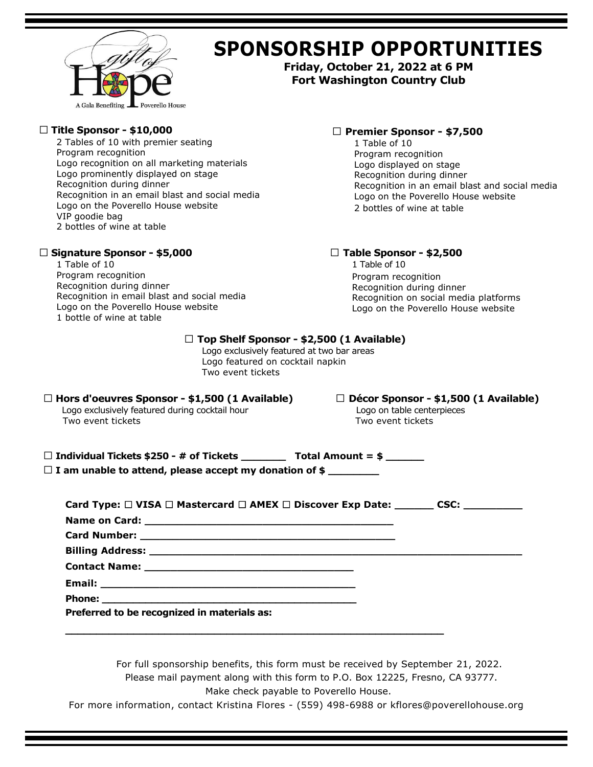# SPONSORSHIP OPPORTUNITIES

**Friday, October 21, 2022 at 6 PM**
**Fort Washington Country Club**

gift of Hope
A Gala Benefiting Poverello House

**☐ Title Sponsor - $10,000**

2 Tables of 10 with premier seating
Program recognition
Logo recognition on all marketing materials
Logo prominently displayed on stage
Recognition during dinner
Recognition in an email blast and social media
Logo on the Poverello House website
VIP goodie bag
2 bottles of wine at table

**☐ Premier Sponsor - $7,500**

1 Table of 10
Program recognition
Logo displayed on stage
Recognition during dinner
Recognition in an email blast and social media
Logo on the Poverello House website
2 bottles of wine at table

**☐ Signature Sponsor - $5,000**

1 Table of 10
Program recognition
Recognition during dinner
Recognition in email blast and social media
Logo on the Poverello House website
1 bottle of wine at table

**☐ Table Sponsor - $2,500**

1 Table of 10
Program recognition
Recognition during dinner
Recognition on social media platforms
Logo on the Poverello House website

**☐ Top Shelf Sponsor - $2,500 (1 Available)**

Logo exclusively featured at two bar areas
Logo featured on cocktail napkin
Two event tickets

**☐ Hors d'oeuvres Sponsor - $1,500 (1 Available)**

Logo exclusively featured during cocktail hour
Two event tickets

**☐ Décor Sponsor - $1,500 (1 Available)**

Logo on table centerpieces
Two event tickets

**☐ Individual Tickets $250 - # of Tickets _______ Total Amount = $ ______**

**☐ I am unable to attend, please accept my donation of $ ________**

**Card Type: ☐ VISA ☐ Mastercard ☐ AMEX ☐ Discover Exp Date: ______ CSC: _________**

**Name on Card: ________________________________________**

**Card Number: _________________________________________**

**Billing Address: ____________________________________________________________**

**Contact Name: _________________________________**

**Email: __________________________________________**

**Phone: __________________________________________**

**Preferred to be recognized in materials as:**

____________________________________________________________

For full sponsorship benefits, this form must be received by September 21, 2022.
Please mail payment along with this form to P.O. Box 12225, Fresno, CA 93777.
Make check payable to Poverello House.
For more information, contact Kristina Flores - (559) 498-6988 or kflores@poverellohouse.org